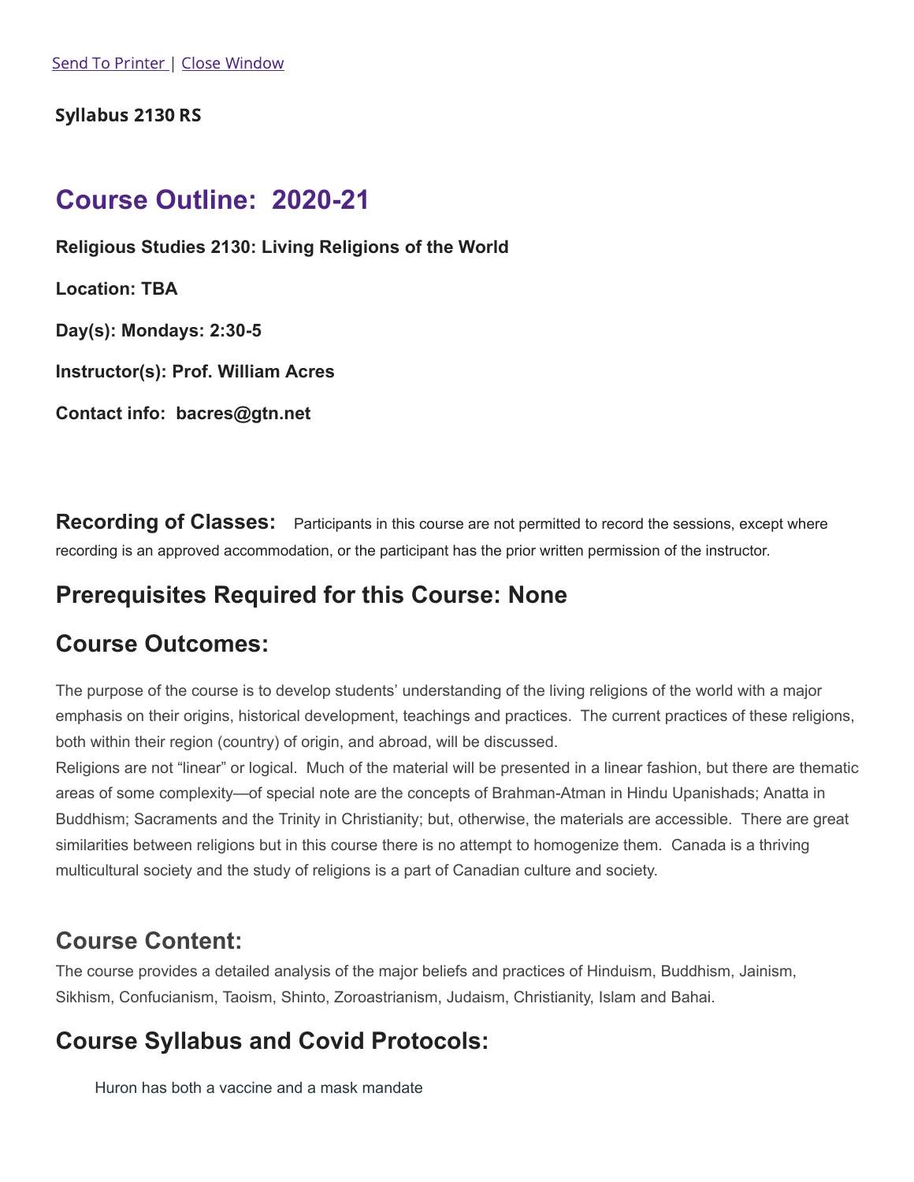Send To Printer | Close Window

**Syllabus 2130 RS**

# Course Outline: 2020-21

**Religious Studies 2130: Living Religions of the World**

**Location: TBA**

**Day(s): Mondays: 2:30-5**

**Instructor(s): Prof. William Acres**

**Contact info: bacres@gtn.net**

**Recording of Classes:** Participants in this course are not permitted to record the sessions, except where recording is an approved accommodation, or the participant has the prior written permission of the instructor.

## Prerequisites Required for this Course: None

## Course Outcomes:

The purpose of the course is to develop students' understanding of the living religions of the world with a major emphasis on their origins, historical development, teachings and practices. The current practices of these religions, both within their region (country) of origin, and abroad, will be discussed.

Religions are not "linear" or logical. Much of the material will be presented in a linear fashion, but there are thematic areas of some complexity—of special note are the concepts of Brahman-Atman in Hindu Upanishads; Anatta in Buddhism; Sacraments and the Trinity in Christianity; but, otherwise, the materials are accessible. There are great similarities between religions but in this course there is no attempt to homogenize them. Canada is a thriving multicultural society and the study of religions is a part of Canadian culture and society.

## Course Content:

The course provides a detailed analysis of the major beliefs and practices of Hinduism, Buddhism, Jainism, Sikhism, Confucianism, Taoism, Shinto, Zoroastrianism, Judaism, Christianity, Islam and Bahai.

## Course Syllabus and Covid Protocols:

Huron has both a vaccine and a mask mandate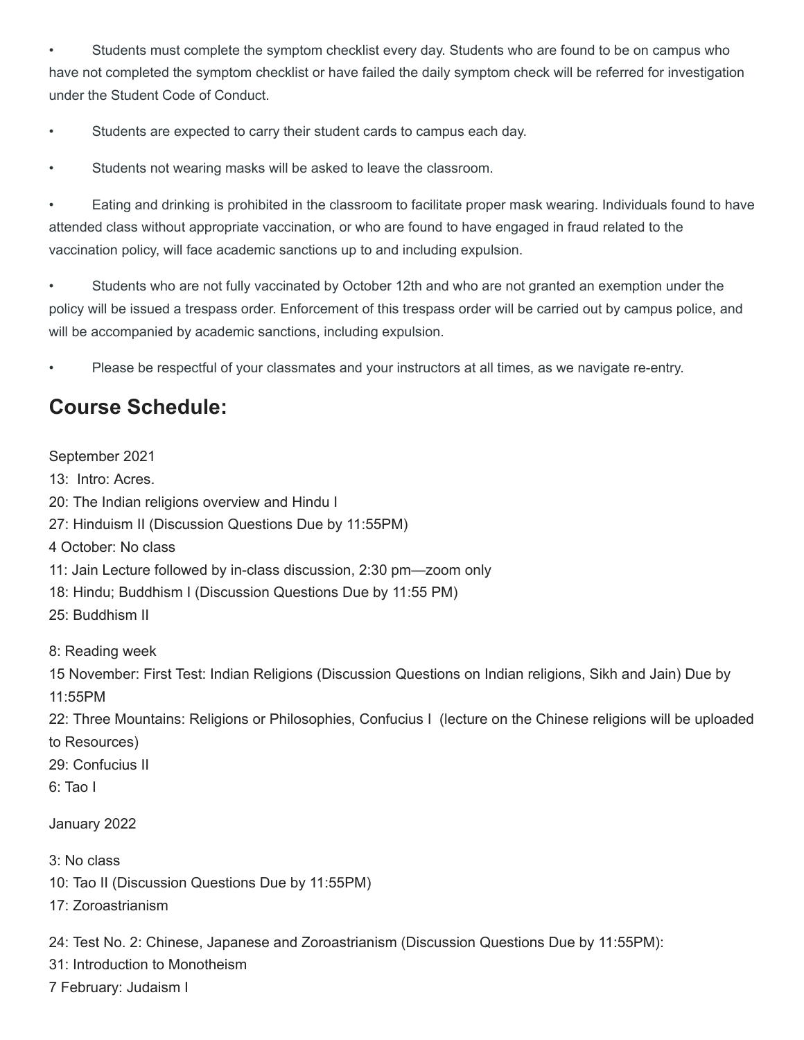- Students must complete the symptom checklist every day. Students who are found to be on campus who have not completed the symptom checklist or have failed the daily symptom check will be referred for investigation under the Student Code of Conduct.

- Students are expected to carry their student cards to campus each day.

- Students not wearing masks will be asked to leave the classroom.

- Eating and drinking is prohibited in the classroom to facilitate proper mask wearing. Individuals found to have attended class without appropriate vaccination, or who are found to have engaged in fraud related to the vaccination policy, will face academic sanctions up to and including expulsion.

- Students who are not fully vaccinated by October 12th and who are not granted an exemption under the policy will be issued a trespass order. Enforcement of this trespass order will be carried out by campus police, and will be accompanied by academic sanctions, including expulsion.

- Please be respectful of your classmates and your instructors at all times, as we navigate re-entry.

## Course Schedule:

September 2021
13: Intro: Acres.
20: The Indian religions overview and Hindu I
27: Hinduism II (Discussion Questions Due by 11:55PM)
4 October: No class
11: Jain Lecture followed by in-class discussion, 2:30 pm—zoom only
18: Hindu; Buddhism I (Discussion Questions Due by 11:55 PM)
25: Buddhism II

8: Reading week
15 November: First Test: Indian Religions (Discussion Questions on Indian religions, Sikh and Jain) Due by 11:55PM
22: Three Mountains: Religions or Philosophies, Confucius I (lecture on the Chinese religions will be uploaded to Resources)
29: Confucius II
6: Tao I

January 2022

3: No class
10: Tao II (Discussion Questions Due by 11:55PM)
17: Zoroastrianism

24: Test No. 2: Chinese, Japanese and Zoroastrianism (Discussion Questions Due by 11:55PM):
31: Introduction to Monotheism
7 February: Judaism I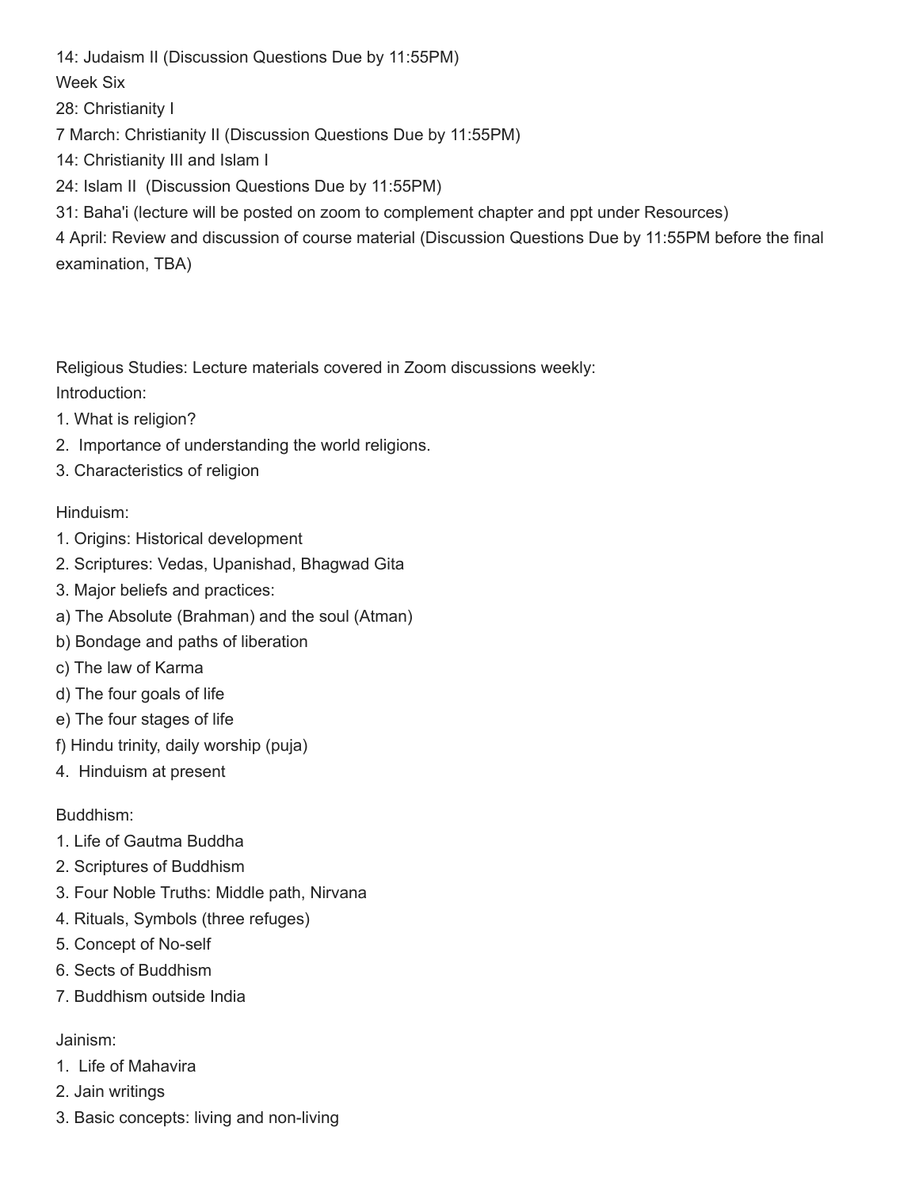14: Judaism II (Discussion Questions Due by 11:55PM)

Week Six

28: Christianity I

7 March: Christianity II (Discussion Questions Due by 11:55PM)

14: Christianity III and Islam I

24: Islam II (Discussion Questions Due by 11:55PM)

31: Baha'i (lecture will be posted on zoom to complement chapter and ppt under Resources)

4 April: Review and discussion of course material (Discussion Questions Due by 11:55PM before the final examination, TBA)

Religious Studies: Lecture materials covered in Zoom discussions weekly:

Introduction:

1. What is religion?
2. Importance of understanding the world religions.
3. Characteristics of religion

Hinduism:

1. Origins: Historical development
2. Scriptures: Vedas, Upanishad, Bhagwad Gita
3. Major beliefs and practices:

a) The Absolute (Brahman) and the soul (Atman)

b) Bondage and paths of liberation

c) The law of Karma

d) The four goals of life

e) The four stages of life

f) Hindu trinity, daily worship (puja)

4. Hinduism at present

Buddhism:

1. Life of Gautma Buddha
2. Scriptures of Buddhism
3. Four Noble Truths: Middle path, Nirvana
4. Rituals, Symbols (three refuges)
5. Concept of No-self
6. Sects of Buddhism
7. Buddhism outside India

Jainism:

1. Life of Mahavira
2. Jain writings
3. Basic concepts: living and non-living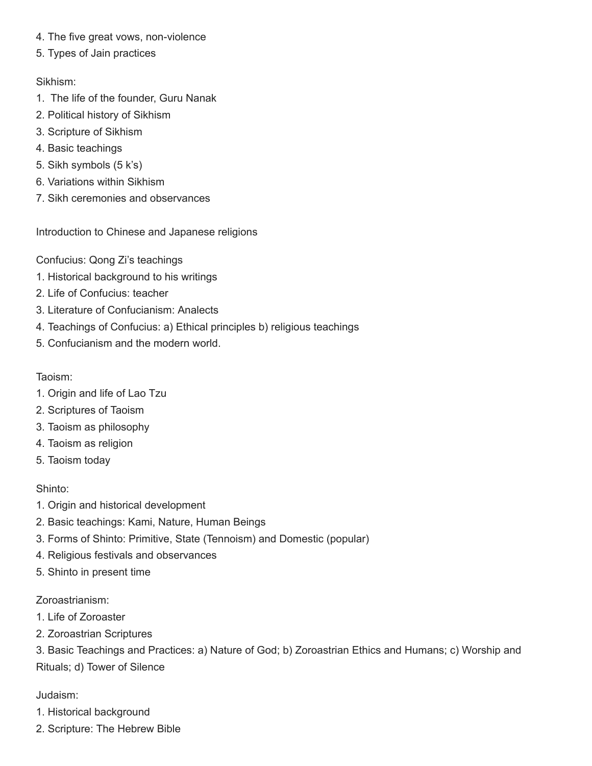4. The five great vows, non-violence
5. Types of Jain practices

Sikhism:
1. The life of the founder, Guru Nanak
2. Political history of Sikhism
3. Scripture of Sikhism
4. Basic teachings
5. Sikh symbols (5 k's)
6. Variations within Sikhism
7. Sikh ceremonies and observances

Introduction to Chinese and Japanese religions

Confucius: Qong Zi's teachings
1. Historical background to his writings
2. Life of Confucius: teacher
3. Literature of Confucianism: Analects
4. Teachings of Confucius: a) Ethical principles b) religious teachings
5. Confucianism and the modern world.

Taoism:
1. Origin and life of Lao Tzu
2. Scriptures of Taoism
3. Taoism as philosophy
4. Taoism as religion
5. Taoism today

Shinto:
1. Origin and historical development
2. Basic teachings: Kami, Nature, Human Beings
3. Forms of Shinto: Primitive, State (Tennoism) and Domestic (popular)
4. Religious festivals and observances
5. Shinto in present time

Zoroastrianism:
1. Life of Zoroaster
2. Zoroastrian Scriptures
3. Basic Teachings and Practices: a) Nature of God; b) Zoroastrian Ethics and Humans; c) Worship and Rituals; d) Tower of Silence

Judaism:
1. Historical background
2. Scripture: The Hebrew Bible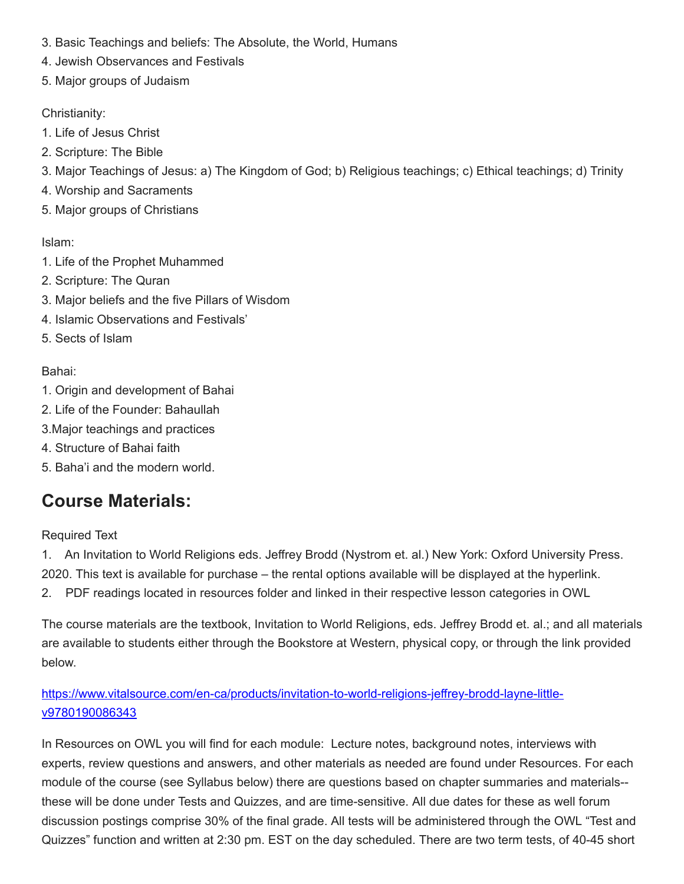3. Basic Teachings and beliefs: The Absolute, the World, Humans
4. Jewish Observances and Festivals
5. Major groups of Judaism

Christianity:
1. Life of Jesus Christ
2. Scripture: The Bible
3. Major Teachings of Jesus: a) The Kingdom of God; b) Religious teachings; c) Ethical teachings; d) Trinity
4. Worship and Sacraments
5. Major groups of Christians

Islam:
1. Life of the Prophet Muhammed
2. Scripture: The Quran
3. Major beliefs and the five Pillars of Wisdom
4. Islamic Observations and Festivals'
5. Sects of Islam

Bahai:
1. Origin and development of Bahai
2. Life of the Founder: Bahaullah
3.Major teachings and practices
4. Structure of Bahai faith
5. Baha'i and the modern world.

## Course Materials:

Required Text

1. An Invitation to World Religions eds. Jeffrey Brodd (Nystrom et. al.) New York: Oxford University Press. 2020. This text is available for purchase – the rental options available will be displayed at the hyperlink.
2. PDF readings located in resources folder and linked in their respective lesson categories in OWL

The course materials are the textbook, Invitation to World Religions, eds. Jeffrey Brodd et. al.; and all materials are available to students either through the Bookstore at Western, physical copy, or through the link provided below.

https://www.vitalsource.com/en-ca/products/invitation-to-world-religions-jeffrey-brodd-layne-little-v9780190086343

In Resources on OWL you will find for each module: Lecture notes, background notes, interviews with experts, review questions and answers, and other materials as needed are found under Resources. For each module of the course (see Syllabus below) there are questions based on chapter summaries and materials--these will be done under Tests and Quizzes, and are time-sensitive. All due dates for these as well forum discussion postings comprise 30% of the final grade. All tests will be administered through the OWL "Test and Quizzes" function and written at 2:30 pm. EST on the day scheduled. There are two term tests, of 40-45 short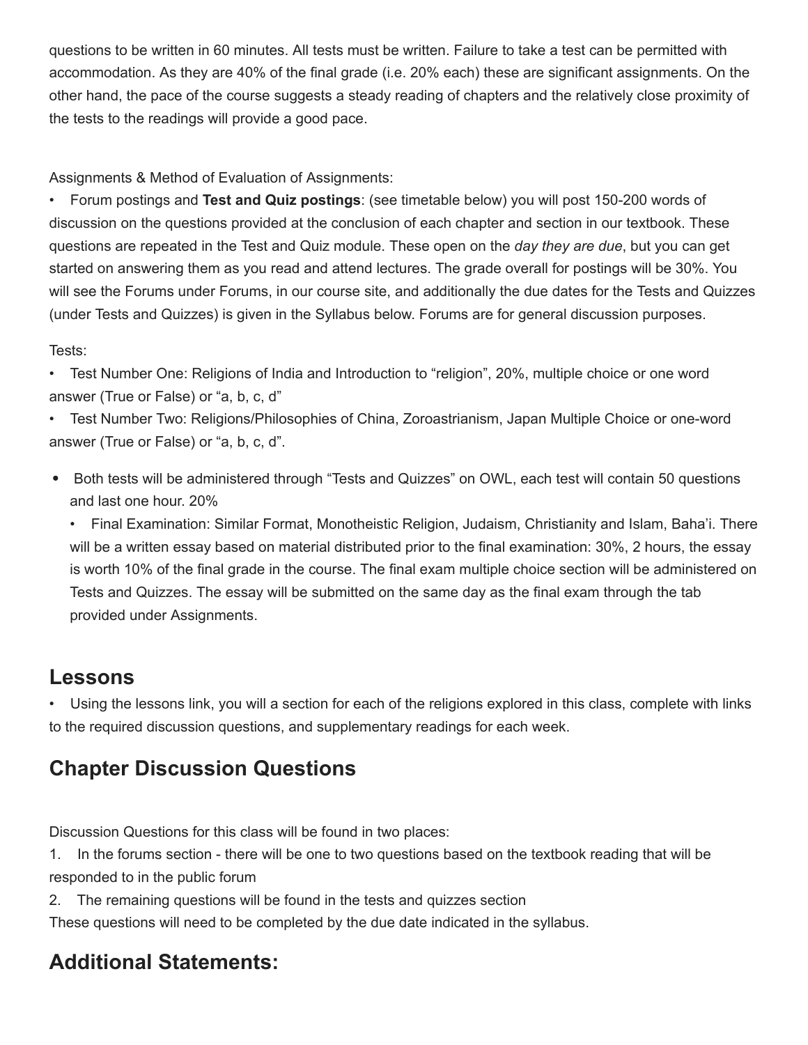questions to be written in 60 minutes. All tests must be written. Failure to take a test can be permitted with accommodation. As they are 40% of the final grade (i.e. 20% each) these are significant assignments. On the other hand, the pace of the course suggests a steady reading of chapters and the relatively close proximity of the tests to the readings will provide a good pace.

Assignments & Method of Evaluation of Assignments:

- Forum postings and **Test and Quiz postings**: (see timetable below) you will post 150-200 words of discussion on the questions provided at the conclusion of each chapter and section in our textbook. These questions are repeated in the Test and Quiz module. These open on the *day they are due*, but you can get started on answering them as you read and attend lectures. The grade overall for postings will be 30%. You will see the Forums under Forums, in our course site, and additionally the due dates for the Tests and Quizzes (under Tests and Quizzes) is given in the Syllabus below. Forums are for general discussion purposes.

Tests:

- Test Number One: Religions of India and Introduction to "religion", 20%, multiple choice or one word answer (True or False) or "a, b, c, d"
- Test Number Two: Religions/Philosophies of China, Zoroastrianism, Japan Multiple Choice or one-word answer (True or False) or "a, b, c, d".

- Both tests will be administered through "Tests and Quizzes" on OWL, each test will contain 50 questions and last one hour. 20%
    - Final Examination: Similar Format, Monotheistic Religion, Judaism, Christianity and Islam, Baha'i. There will be a written essay based on material distributed prior to the final examination: 30%, 2 hours, the essay is worth 10% of the final grade in the course. The final exam multiple choice section will be administered on Tests and Quizzes. The essay will be submitted on the same day as the final exam through the tab provided under Assignments.

## Lessons

- Using the lessons link, you will a section for each of the religions explored in this class, complete with links to the required discussion questions, and supplementary readings for each week.

## Chapter Discussion Questions

Discussion Questions for this class will be found in two places:

1. In the forums section - there will be one to two questions based on the textbook reading that will be responded to in the public forum
2. The remaining questions will be found in the tests and quizzes section

These questions will need to be completed by the due date indicated in the syllabus.

## Additional Statements: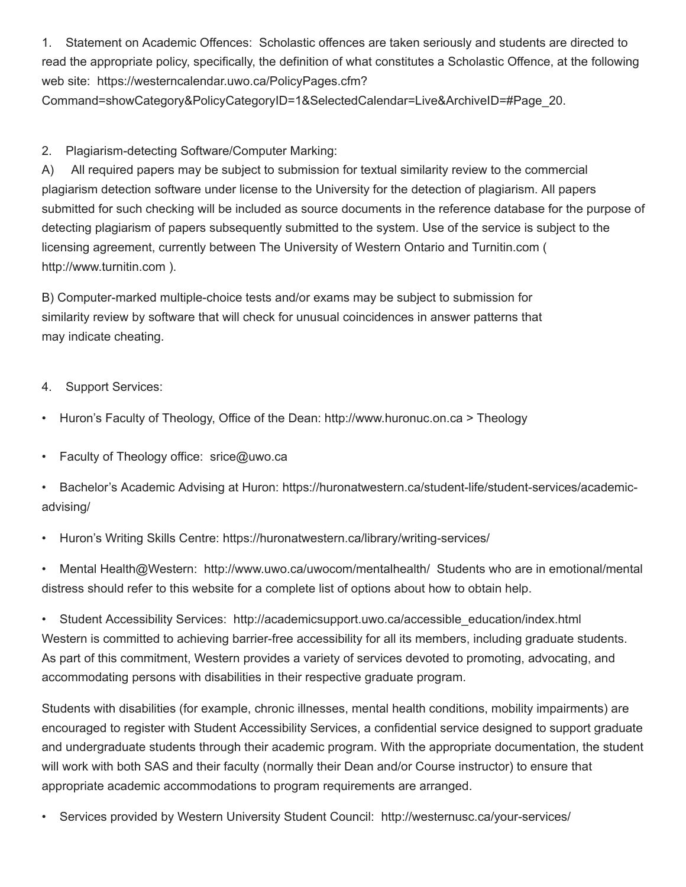1. Statement on Academic Offences: Scholastic offences are taken seriously and students are directed to read the appropriate policy, specifically, the definition of what constitutes a Scholastic Offence, at the following web site: https://westerncalendar.uwo.ca/PolicyPages.cfm?Command=showCategory&PolicyCategoryID=1&SelectedCalendar=Live&ArchiveID=#Page_20.

2. Plagiarism-detecting Software/Computer Marking:

A) All required papers may be subject to submission for textual similarity review to the commercial plagiarism detection software under license to the University for the detection of plagiarism. All papers submitted for such checking will be included as source documents in the reference database for the purpose of detecting plagiarism of papers subsequently submitted to the system. Use of the service is subject to the licensing agreement, currently between The University of Western Ontario and Turnitin.com ( http://www.turnitin.com ).

B) Computer-marked multiple-choice tests and/or exams may be subject to submission for similarity review by software that will check for unusual coincidences in answer patterns that may indicate cheating.

4. Support Services:

- Huron's Faculty of Theology, Office of the Dean: http://www.huronuc.on.ca > Theology
- Faculty of Theology office: srice@uwo.ca
- Bachelor's Academic Advising at Huron: https://huronatwestern.ca/student-life/student-services/academic-advising/
- Huron's Writing Skills Centre: https://huronatwestern.ca/library/writing-services/
- Mental Health@Western: http://www.uwo.ca/uwocom/mentalhealth/ Students who are in emotional/mental distress should refer to this website for a complete list of options about how to obtain help.
- Student Accessibility Services: http://academicsupport.uwo.ca/accessible_education/index.html Western is committed to achieving barrier-free accessibility for all its members, including graduate students. As part of this commitment, Western provides a variety of services devoted to promoting, advocating, and accommodating persons with disabilities in their respective graduate program.

Students with disabilities (for example, chronic illnesses, mental health conditions, mobility impairments) are encouraged to register with Student Accessibility Services, a confidential service designed to support graduate and undergraduate students through their academic program. With the appropriate documentation, the student will work with both SAS and their faculty (normally their Dean and/or Course instructor) to ensure that appropriate academic accommodations to program requirements are arranged.

- Services provided by Western University Student Council: http://westernusc.ca/your-services/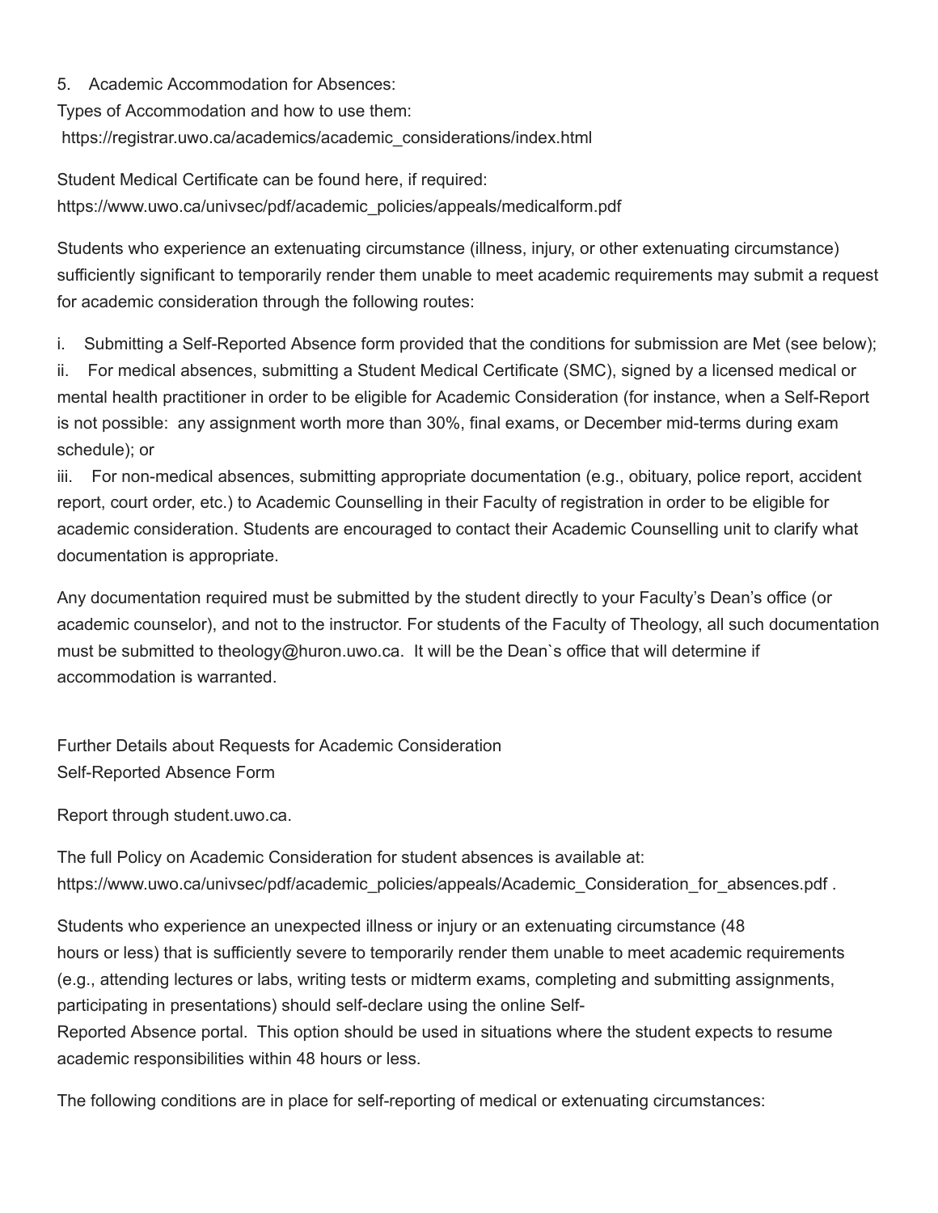5. Academic Accommodation for Absences:

Types of Accommodation and how to use them:
https://registrar.uwo.ca/academics/academic_considerations/index.html

Student Medical Certificate can be found here, if required:
https://www.uwo.ca/univsec/pdf/academic_policies/appeals/medicalform.pdf

Students who experience an extenuating circumstance (illness, injury, or other extenuating circumstance) sufficiently significant to temporarily render them unable to meet academic requirements may submit a request for academic consideration through the following routes:

i. Submitting a Self-Reported Absence form provided that the conditions for submission are Met (see below);
ii. For medical absences, submitting a Student Medical Certificate (SMC), signed by a licensed medical or mental health practitioner in order to be eligible for Academic Consideration (for instance, when a Self-Report is not possible: any assignment worth more than 30%, final exams, or December mid-terms during exam schedule); or
iii. For non-medical absences, submitting appropriate documentation (e.g., obituary, police report, accident report, court order, etc.) to Academic Counselling in their Faculty of registration in order to be eligible for academic consideration. Students are encouraged to contact their Academic Counselling unit to clarify what documentation is appropriate.

Any documentation required must be submitted by the student directly to your Faculty's Dean's office (or academic counselor), and not to the instructor. For students of the Faculty of Theology, all such documentation must be submitted to theology@huron.uwo.ca. It will be the Dean`s office that will determine if accommodation is warranted.

Further Details about Requests for Academic Consideration
Self-Reported Absence Form

Report through student.uwo.ca.

The full Policy on Academic Consideration for student absences is available at:
https://www.uwo.ca/univsec/pdf/academic_policies/appeals/Academic_Consideration_for_absences.pdf .

Students who experience an unexpected illness or injury or an extenuating circumstance (48 hours or less) that is sufficiently severe to temporarily render them unable to meet academic requirements (e.g., attending lectures or labs, writing tests or midterm exams, completing and submitting assignments, participating in presentations) should self-declare using the online Self-Reported Absence portal. This option should be used in situations where the student expects to resume academic responsibilities within 48 hours or less.

The following conditions are in place for self-reporting of medical or extenuating circumstances: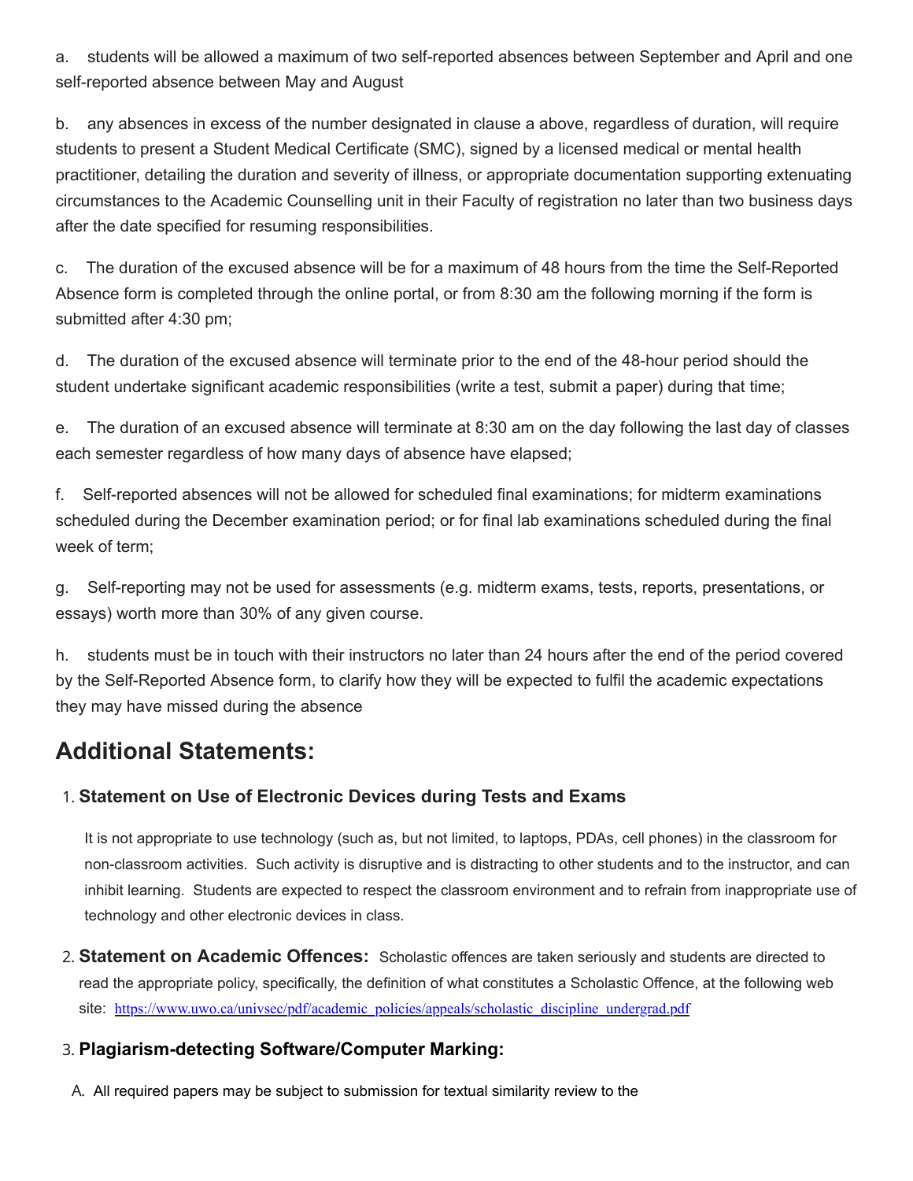a. students will be allowed a maximum of two self-reported absences between September and April and one self-reported absence between May and August

b. any absences in excess of the number designated in clause a above, regardless of duration, will require students to present a Student Medical Certificate (SMC), signed by a licensed medical or mental health practitioner, detailing the duration and severity of illness, or appropriate documentation supporting extenuating circumstances to the Academic Counselling unit in their Faculty of registration no later than two business days after the date specified for resuming responsibilities.

c. The duration of the excused absence will be for a maximum of 48 hours from the time the Self-Reported Absence form is completed through the online portal, or from 8:30 am the following morning if the form is submitted after 4:30 pm;

d. The duration of the excused absence will terminate prior to the end of the 48-hour period should the student undertake significant academic responsibilities (write a test, submit a paper) during that time;

e. The duration of an excused absence will terminate at 8:30 am on the day following the last day of classes each semester regardless of how many days of absence have elapsed;

f. Self-reported absences will not be allowed for scheduled final examinations; for midterm examinations scheduled during the December examination period; or for final lab examinations scheduled during the final week of term;

g. Self-reporting may not be used for assessments (e.g. midterm exams, tests, reports, presentations, or essays) worth more than 30% of any given course.

h. students must be in touch with their instructors no later than 24 hours after the end of the period covered by the Self-Reported Absence form, to clarify how they will be expected to fulfil the academic expectations they may have missed during the absence

## Additional Statements:

1. **Statement on Use of Electronic Devices during Tests and Exams**

   It is not appropriate to use technology (such as, but not limited, to laptops, PDAs, cell phones) in the classroom for non-classroom activities. Such activity is disruptive and is distracting to other students and to the instructor, and can inhibit learning. Students are expected to respect the classroom environment and to refrain from inappropriate use of technology and other electronic devices in class.

2. **Statement on Academic Offences:** Scholastic offences are taken seriously and students are directed to read the appropriate policy, specifically, the definition of what constitutes a Scholastic Offence, at the following web site: https://www.uwo.ca/univsec/pdf/academic_policies/appeals/scholastic_discipline_undergrad.pdf

3. **Plagiarism-detecting Software/Computer Marking:**

   A. All required papers may be subject to submission for textual similarity review to the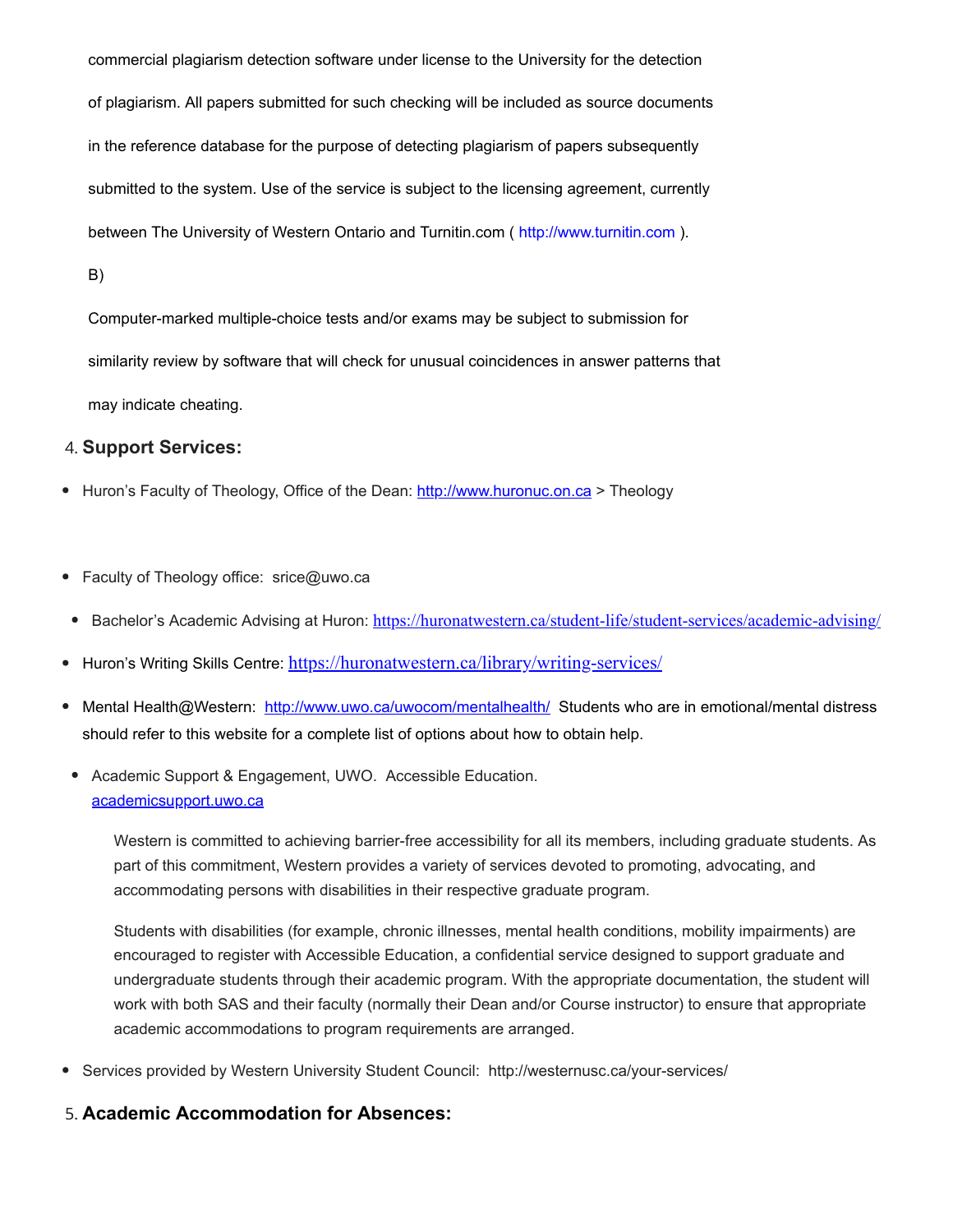commercial plagiarism detection software under license to the University for the detection of plagiarism. All papers submitted for such checking will be included as source documents in the reference database for the purpose of detecting plagiarism of papers subsequently submitted to the system. Use of the service is subject to the licensing agreement, currently between The University of Western Ontario and Turnitin.com ( http://www.turnitin.com ).

B)

Computer-marked multiple-choice tests and/or exams may be subject to submission for similarity review by software that will check for unusual coincidences in answer patterns that may indicate cheating.

4. **Support Services:**

- Huron's Faculty of Theology, Office of the Dean: http://www.huronuc.on.ca > Theology
- Faculty of Theology office: srice@uwo.ca
- Bachelor's Academic Advising at Huron: https://huronatwestern.ca/student-life/student-services/academic-advising/
- Huron's Writing Skills Centre: https://huronatwestern.ca/library/writing-services/
- Mental Health@Western: http://www.uwo.ca/uwocom/mentalhealth/ Students who are in emotional/mental distress should refer to this website for a complete list of options about how to obtain help.
- Academic Support & Engagement, UWO. Accessible Education. academicsupport.uwo.ca

  Western is committed to achieving barrier-free accessibility for all its members, including graduate students. As part of this commitment, Western provides a variety of services devoted to promoting, advocating, and accommodating persons with disabilities in their respective graduate program.

  Students with disabilities (for example, chronic illnesses, mental health conditions, mobility impairments) are encouraged to register with Accessible Education, a confidential service designed to support graduate and undergraduate students through their academic program. With the appropriate documentation, the student will work with both SAS and their faculty (normally their Dean and/or Course instructor) to ensure that appropriate academic accommodations to program requirements are arranged.

- Services provided by Western University Student Council: http://westernusc.ca/your-services/

5. **Academic Accommodation for Absences:**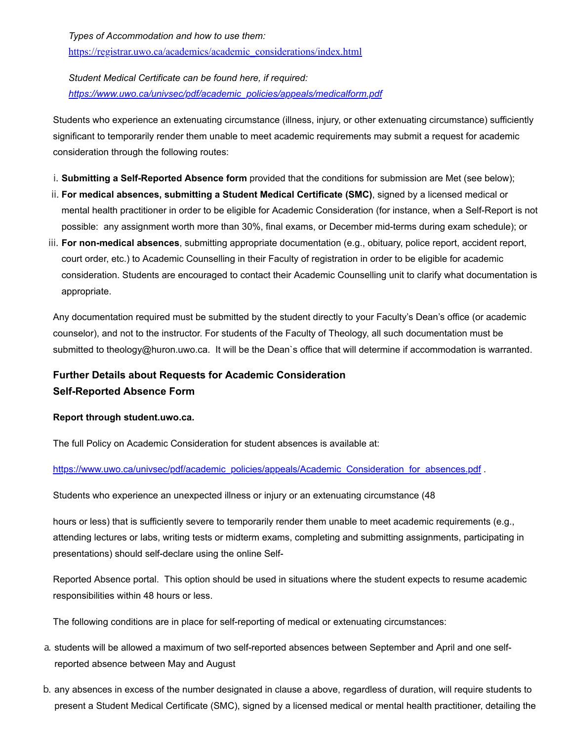*Types of Accommodation and how to use them:*
https://registrar.uwo.ca/academics/academic_considerations/index.html

*Student Medical Certificate can be found here, if required:*
*https://www.uwo.ca/univsec/pdf/academic_policies/appeals/medicalform.pdf*

Students who experience an extenuating circumstance (illness, injury, or other extenuating circumstance) sufficiently significant to temporarily render them unable to meet academic requirements may submit a request for academic consideration through the following routes:

i. **Submitting a Self-Reported Absence form** provided that the conditions for submission are Met (see below);
ii. **For medical absences, submitting a Student Medical Certificate (SMC)**, signed by a licensed medical or mental health practitioner in order to be eligible for Academic Consideration (for instance, when a Self-Report is not possible: any assignment worth more than 30%, final exams, or December mid-terms during exam schedule); or
iii. **For non-medical absences**, submitting appropriate documentation (e.g., obituary, police report, accident report, court order, etc.) to Academic Counselling in their Faculty of registration in order to be eligible for academic consideration. Students are encouraged to contact their Academic Counselling unit to clarify what documentation is appropriate.

Any documentation required must be submitted by the student directly to your Faculty's Dean's office (or academic counselor), and not to the instructor. For students of the Faculty of Theology, all such documentation must be submitted to theology@huron.uwo.ca. It will be the Dean`s office that will determine if accommodation is warranted.

### Further Details about Requests for Academic Consideration
### Self-Reported Absence Form

**Report through student.uwo.ca.**

The full Policy on Academic Consideration for student absences is available at:

https://www.uwo.ca/univsec/pdf/academic_policies/appeals/Academic_Consideration_for_absences.pdf .

Students who experience an unexpected illness or injury or an extenuating circumstance (48

hours or less) that is sufficiently severe to temporarily render them unable to meet academic requirements (e.g., attending lectures or labs, writing tests or midterm exams, completing and submitting assignments, participating in presentations) should self-declare using the online Self-

Reported Absence portal. This option should be used in situations where the student expects to resume academic responsibilities within 48 hours or less.

The following conditions are in place for self-reporting of medical or extenuating circumstances:

a. students will be allowed a maximum of two self-reported absences between September and April and one self-reported absence between May and August

b. any absences in excess of the number designated in clause a above, regardless of duration, will require students to present a Student Medical Certificate (SMC), signed by a licensed medical or mental health practitioner, detailing the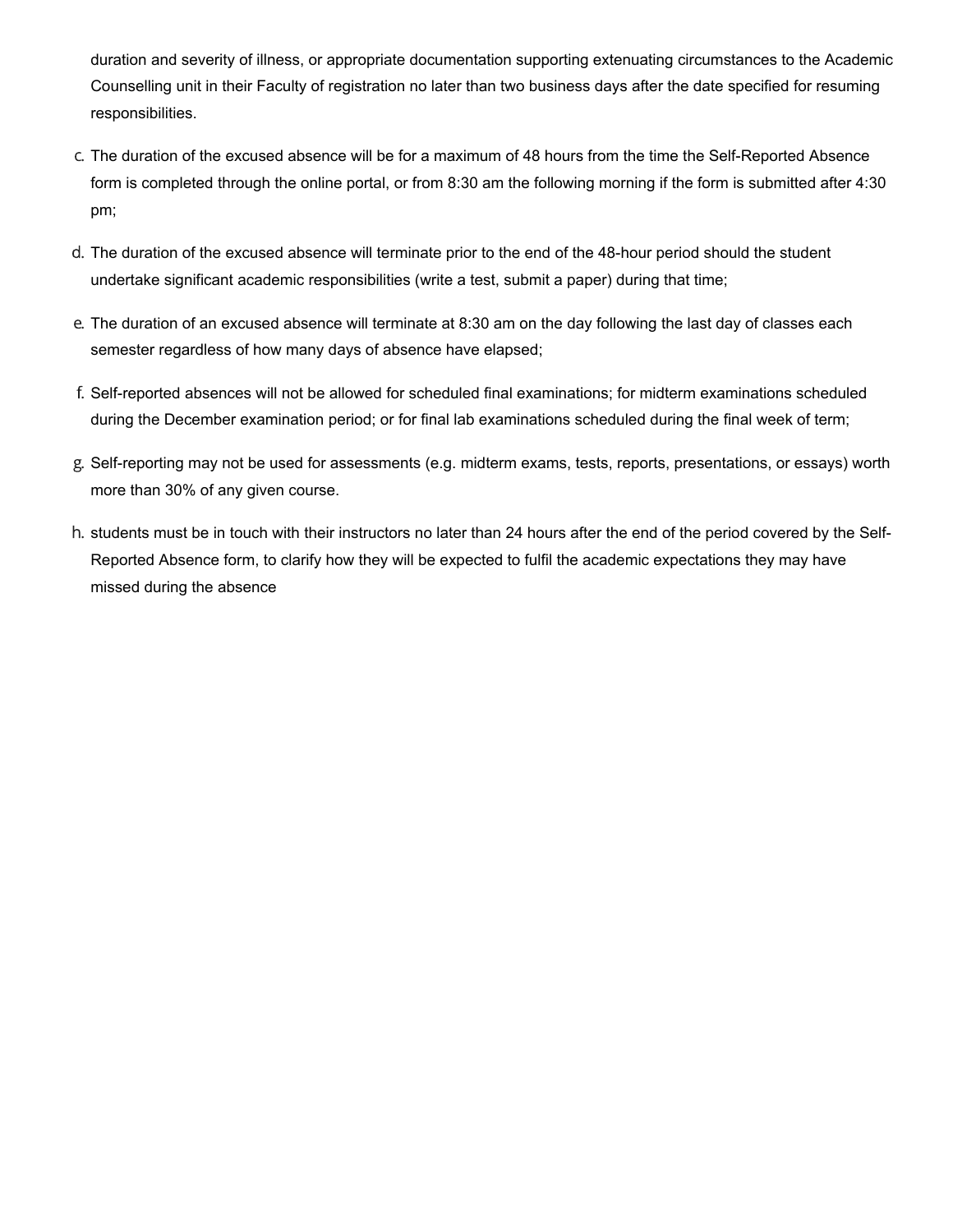duration and severity of illness, or appropriate documentation supporting extenuating circumstances to the Academic Counselling unit in their Faculty of registration no later than two business days after the date specified for resuming responsibilities.

c. The duration of the excused absence will be for a maximum of 48 hours from the time the Self-Reported Absence form is completed through the online portal, or from 8:30 am the following morning if the form is submitted after 4:30 pm;

d. The duration of the excused absence will terminate prior to the end of the 48-hour period should the student undertake significant academic responsibilities (write a test, submit a paper) during that time;

e. The duration of an excused absence will terminate at 8:30 am on the day following the last day of classes each semester regardless of how many days of absence have elapsed;

f. Self-reported absences will not be allowed for scheduled final examinations; for midterm examinations scheduled during the December examination period; or for final lab examinations scheduled during the final week of term;

g. Self-reporting may not be used for assessments (e.g. midterm exams, tests, reports, presentations, or essays) worth more than 30% of any given course.

h. students must be in touch with their instructors no later than 24 hours after the end of the period covered by the Self-Reported Absence form, to clarify how they will be expected to fulfil the academic expectations they may have missed during the absence